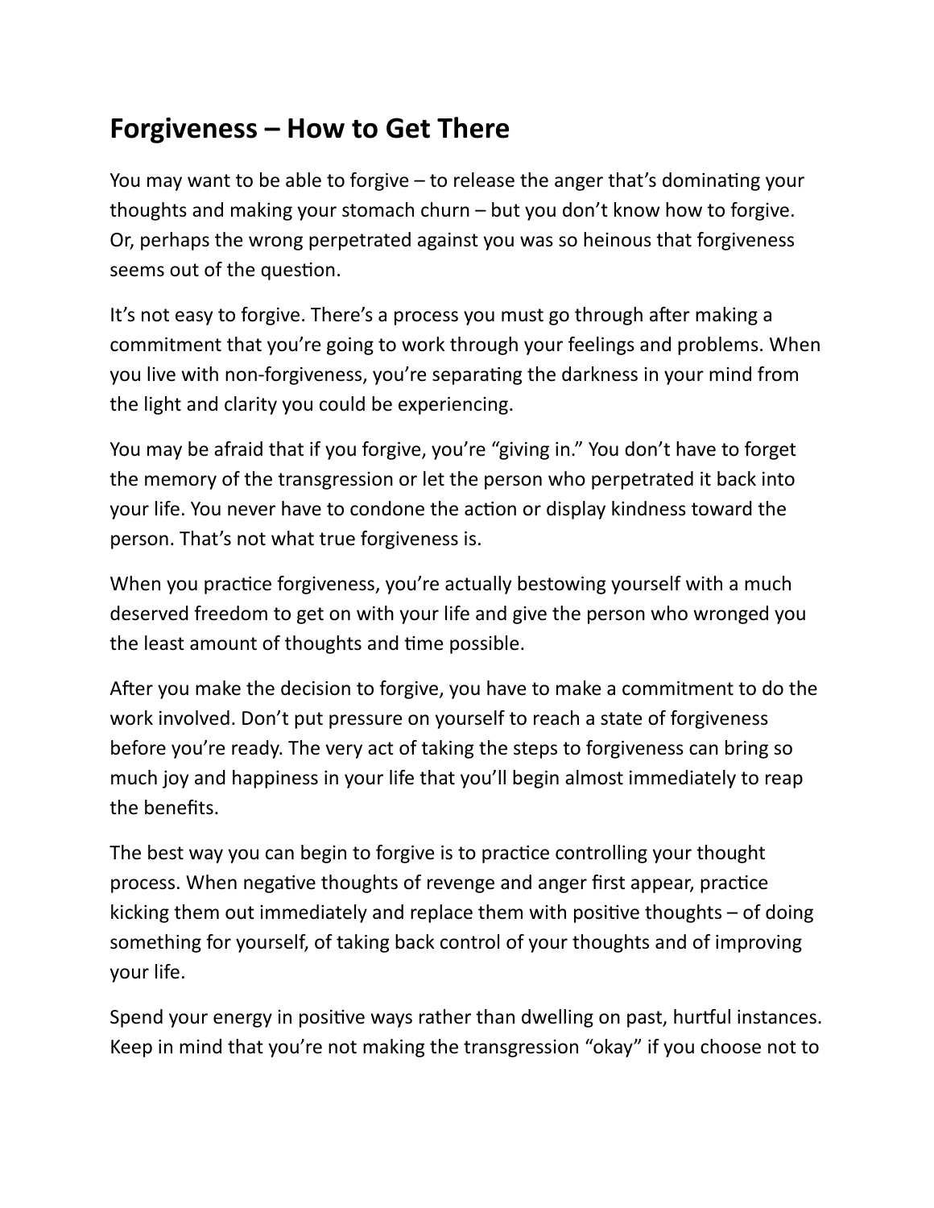## Forgiveness – How to Get There

You may want to be able to forgive – to release the anger that's dominating your thoughts and making your stomach churn – but you don't know how to forgive. Or, perhaps the wrong perpetrated against you was so heinous that forgiveness seems out of the question.

It's not easy to forgive. There's a process you must go through after making a commitment that you're going to work through your feelings and problems. When you live with non-forgiveness, you're separating the darkness in your mind from the light and clarity you could be experiencing.

You may be afraid that if you forgive, you're "giving in." You don't have to forget the memory of the transgression or let the person who perpetrated it back into your life. You never have to condone the action or display kindness toward the person. That's not what true forgiveness is.

When you practice forgiveness, you're actually bestowing yourself with a much deserved freedom to get on with your life and give the person who wronged you the least amount of thoughts and time possible.

After you make the decision to forgive, you have to make a commitment to do the work involved. Don't put pressure on yourself to reach a state of forgiveness before you're ready. The very act of taking the steps to forgiveness can bring so much joy and happiness in your life that you'll begin almost immediately to reap the benefits.

The best way you can begin to forgive is to practice controlling your thought process. When negative thoughts of revenge and anger first appear, practice kicking them out immediately and replace them with positive thoughts – of doing something for yourself, of taking back control of your thoughts and of improving your life.

Spend your energy in positive ways rather than dwelling on past, hurtful instances. Keep in mind that you're not making the transgression "okay" if you choose not to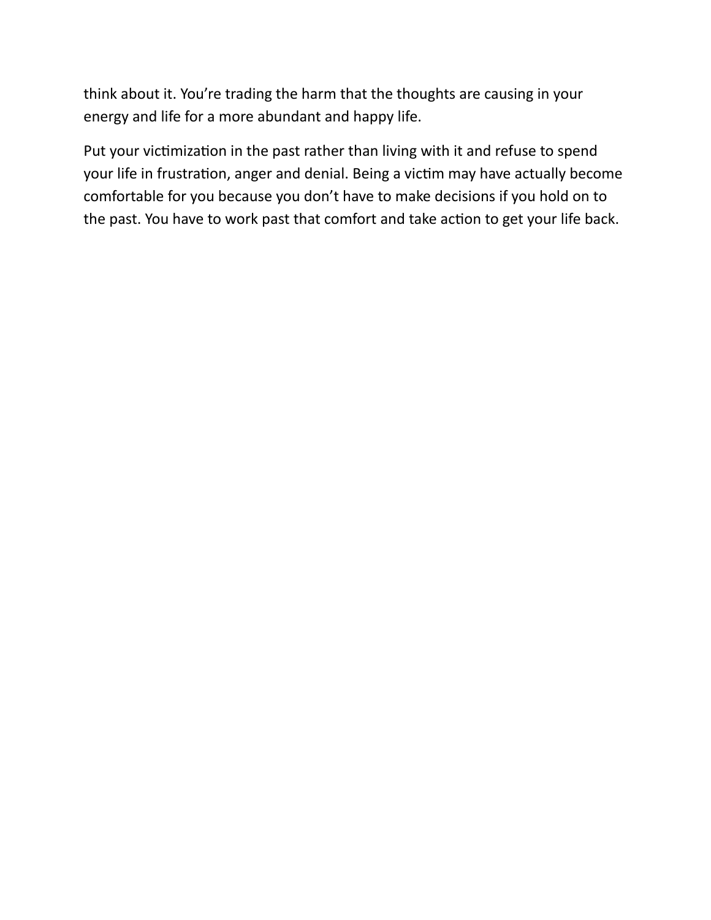think about it. You’re trading the harm that the thoughts are causing in your energy and life for a more abundant and happy life.

Put your victimization in the past rather than living with it and refuse to spend your life in frustration, anger and denial. Being a victim may have actually become comfortable for you because you don’t have to make decisions if you hold on to the past. You have to work past that comfort and take action to get your life back.